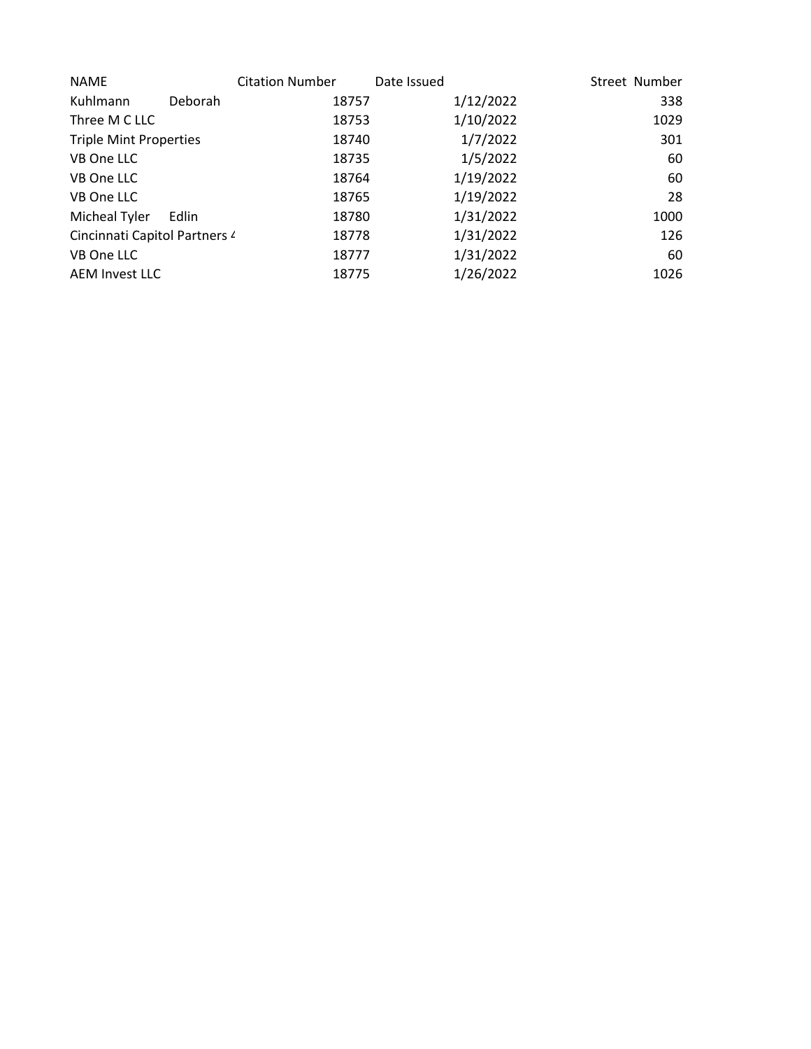| NAME | | Citation Number | Date Issued | Street Number |
|---|---|---|---|---|
| Kuhlmann | Deborah | 18757 | 1/12/2022 | 338 |
| Three M C LLC | | 18753 | 1/10/2022 | 1029 |
| Triple Mint Properties | | 18740 | 1/7/2022 | 301 |
| VB One LLC | | 18735 | 1/5/2022 | 60 |
| VB One LLC | | 18764 | 1/19/2022 | 60 |
| VB One LLC | | 18765 | 1/19/2022 | 28 |
| Micheal Tyler | Edlin | 18780 | 1/31/2022 | 1000 |
| Cincinnati Capitol Partners 4 | | 18778 | 1/31/2022 | 126 |
| VB One LLC | | 18777 | 1/31/2022 | 60 |
| AEM Invest LLC | | 18775 | 1/26/2022 | 1026 |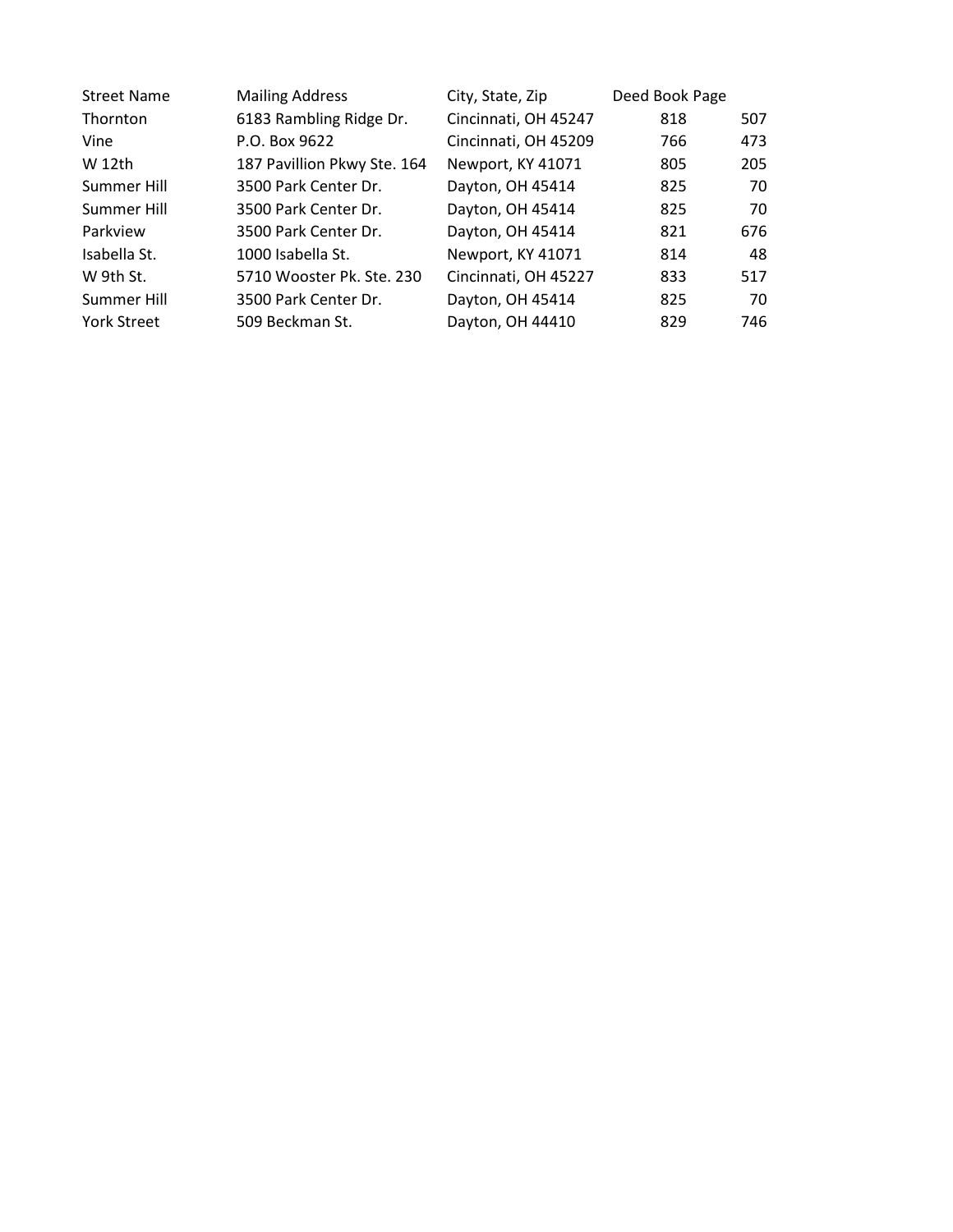| Street Name | Mailing Address | City, State, Zip | Deed Book | Page |
|---|---|---|---|---|
| Thornton | 6183 Rambling Ridge Dr. | Cincinnati, OH 45247 | 818 | 507 |
| Vine | P.O. Box 9622 | Cincinnati, OH 45209 | 766 | 473 |
| W 12th | 187 Pavillion Pkwy Ste. 164 | Newport, KY 41071 | 805 | 205 |
| Summer Hill | 3500 Park Center Dr. | Dayton, OH 45414 | 825 | 70 |
| Summer Hill | 3500 Park Center Dr. | Dayton, OH 45414 | 825 | 70 |
| Parkview | 3500 Park Center Dr. | Dayton, OH 45414 | 821 | 676 |
| Isabella St. | 1000 Isabella St. | Newport, KY 41071 | 814 | 48 |
| W 9th St. | 5710 Wooster Pk. Ste. 230 | Cincinnati, OH 45227 | 833 | 517 |
| Summer Hill | 3500 Park Center Dr. | Dayton, OH 45414 | 825 | 70 |
| York Street | 509 Beckman St. | Dayton, OH 44410 | 829 | 746 |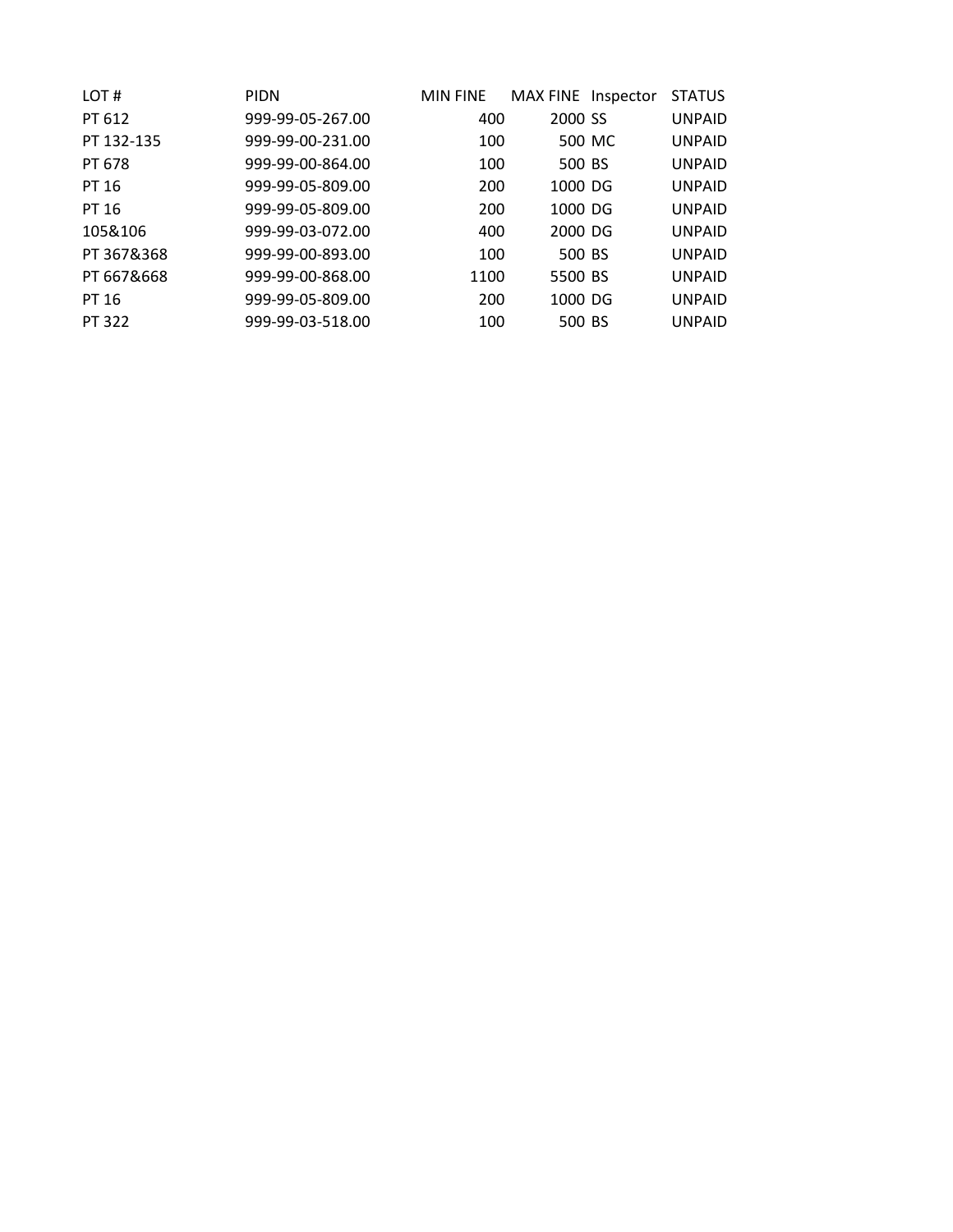| LOT # | PIDN | MIN FINE | MAX FINE | Inspector | STATUS |
|---|---|---|---|---|---|
| PT 612 | 999-99-05-267.00 | 400 | 2000 | SS | UNPAID |
| PT 132-135 | 999-99-00-231.00 | 100 | 500 | MC | UNPAID |
| PT 678 | 999-99-00-864.00 | 100 | 500 | BS | UNPAID |
| PT 16 | 999-99-05-809.00 | 200 | 1000 | DG | UNPAID |
| PT 16 | 999-99-05-809.00 | 200 | 1000 | DG | UNPAID |
| 105&106 | 999-99-03-072.00 | 400 | 2000 | DG | UNPAID |
| PT 367&368 | 999-99-00-893.00 | 100 | 500 | BS | UNPAID |
| PT 667&668 | 999-99-00-868.00 | 1100 | 5500 | BS | UNPAID |
| PT 16 | 999-99-05-809.00 | 200 | 1000 | DG | UNPAID |
| PT 322 | 999-99-03-518.00 | 100 | 500 | BS | UNPAID |